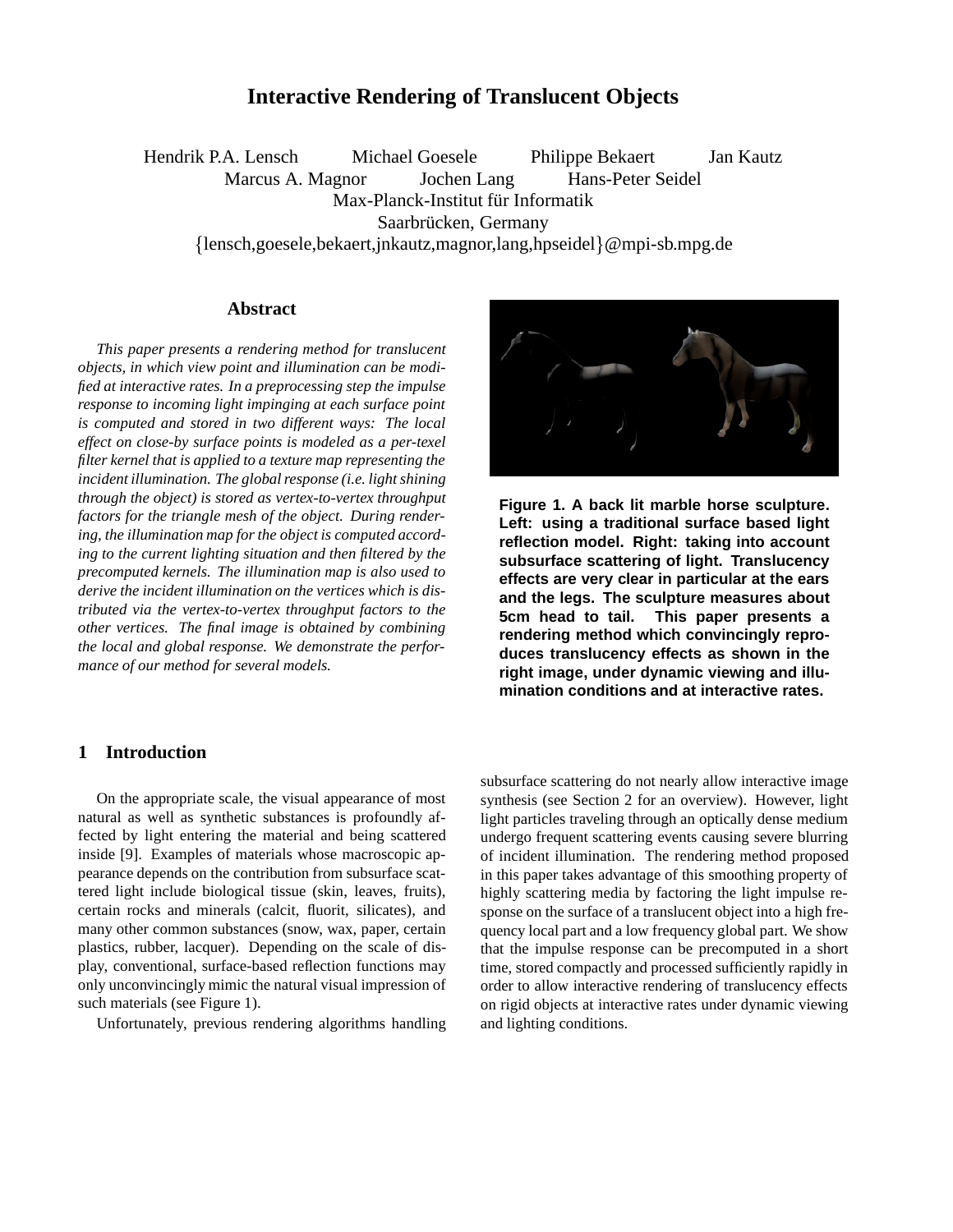# Interactive Rendering of Translucent Objects

Hendrik P.A. Lensch Michael Goesele Philippe Bekaert Jan Kautz
Marcus A. Magnor Jochen Lang Hans-Peter Seidel
Max-Planck-Institut für Informatik
Saarbrücken, Germany
{lensch,goesele,bekaert,jnkautz,magnor,lang,hpseidel}@mpi-sb.mpg.de

## Abstract

*This paper presents a rendering method for translucent objects, in which view point and illumination can be modified at interactive rates. In a preprocessing step the impulse response to incoming light impinging at each surface point is computed and stored in two different ways: The local effect on close-by surface points is modeled as a per-texel filter kernel that is applied to a texture map representing the incident illumination. The global response (i.e. light shining through the object) is stored as vertex-to-vertex throughput factors for the triangle mesh of the object. During rendering, the illumination map for the object is computed according to the current lighting situation and then filtered by the precomputed kernels. The illumination map is also used to derive the incident illumination on the vertices which is distributed via the vertex-to-vertex throughput factors to the other vertices. The final image is obtained by combining the local and global response. We demonstrate the performance of our method for several models.*

**Figure 1. A back lit marble horse sculpture. Left: using a traditional surface based light reflection model. Right: taking into account subsurface scattering of light. Translucency effects are very clear in particular at the ears and the legs. The sculpture measures about 5cm head to tail. This paper presents a rendering method which convincingly reproduces translucency effects as shown in the right image, under dynamic viewing and illumination conditions and at interactive rates.**

## 1 Introduction

On the appropriate scale, the visual appearance of most natural as well as synthetic substances is profoundly affected by light entering the material and being scattered inside [9]. Examples of materials whose macroscopic appearance depends on the contribution from subsurface scattered light include biological tissue (skin, leaves, fruits), certain rocks and minerals (calcit, fluorit, silicates), and many other common substances (snow, wax, paper, certain plastics, rubber, lacquer). Depending on the scale of display, conventional, surface-based reflection functions may only unconvincingly mimic the natural visual impression of such materials (see Figure 1).

Unfortunately, previous rendering algorithms handling subsurface scattering do not nearly allow interactive image synthesis (see Section 2 for an overview). However, light light particles traveling through an optically dense medium undergo frequent scattering events causing severe blurring of incident illumination. The rendering method proposed in this paper takes advantage of this smoothing property of highly scattering media by factoring the light impulse response on the surface of a translucent object into a high frequency local part and a low frequency global part. We show that the impulse response can be precomputed in a short time, stored compactly and processed sufficiently rapidly in order to allow interactive rendering of translucency effects on rigid objects at interactive rates under dynamic viewing and lighting conditions.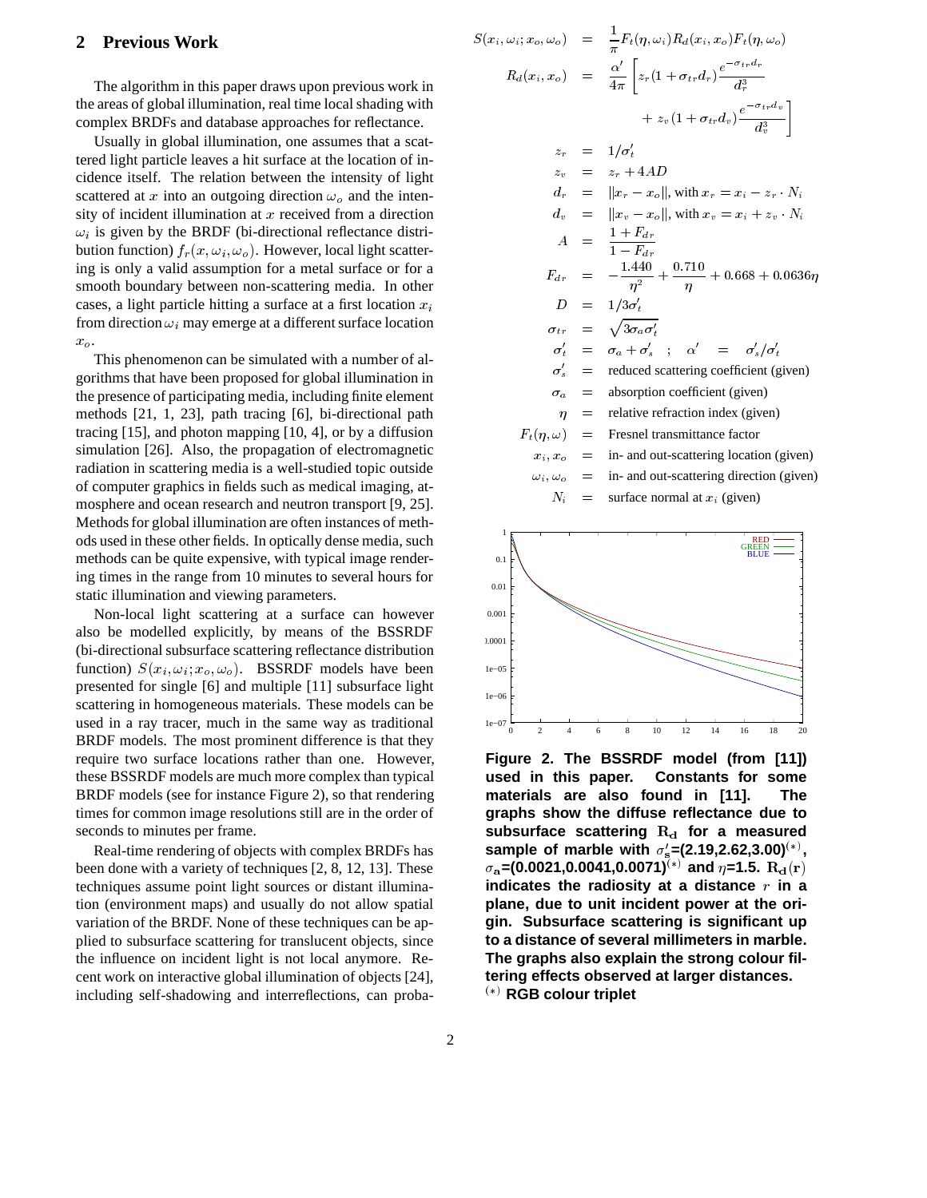## 2 Previous Work

The algorithm in this paper draws upon previous work in the areas of global illumination, real time local shading with complex BRDFs and database approaches for reflectance.

Usually in global illumination, one assumes that a scattered light particle leaves a hit surface at the location of incidence itself. The relation between the intensity of light scattered at $x$ into an outgoing direction $\omega_o$ and the intensity of incident illumination at $x$ received from a direction $\omega_i$ is given by the BRDF (bi-directional reflectance distribution function) $f_r(x, \omega_i, \omega_o)$. However, local light scattering is only a valid assumption for a metal surface or for a smooth boundary between non-scattering media. In other cases, a light particle hitting a surface at a first location $x_i$ from direction $\omega_i$ may emerge at a different surface location $x_o$.

This phenomenon can be simulated with a number of algorithms that have been proposed for global illumination in the presence of participating media, including finite element methods [21, 1, 23], path tracing [6], bi-directional path tracing [15], and photon mapping [10, 4], or by a diffusion simulation [26]. Also, the propagation of electromagnetic radiation in scattering media is a well-studied topic outside of computer graphics in fields such as medical imaging, atmosphere and ocean research and neutron transport [9, 25]. Methods for global illumination are often instances of methods used in these other fields. In optically dense media, such methods can be quite expensive, with typical image rendering times in the range from 10 minutes to several hours for static illumination and viewing parameters.

Non-local light scattering at a surface can however also be modelled explicitly, by means of the BSSRDF (bi-directional subsurface scattering reflectance distribution function) $S(x_i, \omega_i; x_o, \omega_o)$. BSSRDF models have been presented for single [6] and multiple [11] subsurface light scattering in homogeneous materials. These models can be used in a ray tracer, much in the same way as traditional BRDF models. The most prominent difference is that they require two surface locations rather than one. However, these BSSRDF models are much more complex than typical BRDF models (see for instance Figure 2), so that rendering times for common image resolutions still are in the order of seconds to minutes per frame.

Real-time rendering of objects with complex BRDFs has been done with a variety of techniques [2, 8, 12, 13]. These techniques assume point light sources or distant illumination (environment maps) and usually do not allow spatial variation of the BRDF. None of these techniques can be applied to subsurface scattering for translucent objects, since the influence on incident light is not local anymore. Recent work on interactive global illumination of objects [24], including self-shadowing and interreflections, can proba-

$$
\begin{aligned}
S(x_i, \omega_i; x_o, \omega_o) &= \frac{1}{\pi} F_t(\eta, \omega_i) R_d(x_i, x_o) F_t(\eta, \omega_o) \\
R_d(x_i, x_o) &= \frac{\alpha'}{4\pi} \left[ z_r (1 + \sigma_{tr} d_r) \frac{e^{-\sigma_{tr} d_r}}{d_r^3} \right. \\
&\qquad \left. + \, z_v (1 + \sigma_{tr} d_v) \frac{e^{-\sigma_{tr} d_v}}{d_v^3} \right] \\
z_r &= 1/\sigma'_t \\
z_v &= z_r + 4AD \\
d_r &= \|x_r - x_o\|, \text{ with } x_r = x_i - z_r \cdot N_i \\
d_v &= \|x_v - x_o\|, \text{ with } x_v = x_i + z_v \cdot N_i \\
A &= \frac{1 + F_{dr}}{1 - F_{dr}} \\
F_{dr} &= -\frac{1.440}{\eta^2} + \frac{0.710}{\eta} + 0.668 + 0.0636\eta \\
D &= 1/3\sigma'_t \\
\sigma_{tr} &= \sqrt{3\sigma_a \sigma'_t} \\
\sigma'_t &= \sigma_a + \sigma'_s \quad ; \quad \alpha' = \sigma'_s / \sigma'_t \\
\sigma'_s &= \text{reduced scattering coefficient (given)} \\
\sigma_a &= \text{absorption coefficient (given)} \\
\eta &= \text{relative refraction index (given)} \\
F_t(\eta, \omega) &= \text{Fresnel transmittance factor} \\
x_i, x_o &= \text{in- and out-scattering location (given)} \\
\omega_i, \omega_o &= \text{in- and out-scattering direction (given)} \\
N_i &= \text{surface normal at } x_i \text{ (given)}
\end{aligned}
$$

**Figure 2. The BSSRDF model (from [11]) used in this paper. Constants for some materials are also found in [11]. The graphs show the diffuse reflectance due to subsurface scattering $\mathbf{R_d}$ for a measured sample of marble with $\sigma'_s$=(2.19,2.62,3.00)$^{(*)}$, $\sigma_a$=(0.0021,0.0041,0.0071)$^{(*)}$ and $\eta$=1.5. $\mathbf{R_d(r)}$ indicates the radiosity at a distance $r$ in a plane, due to unit incident power at the origin. Subsurface scattering is significant up to a distance of several millimeters in marble. The graphs also explain the strong colour filtering effects observed at larger distances.**
$^{(*)}$ **RGB colour triplet**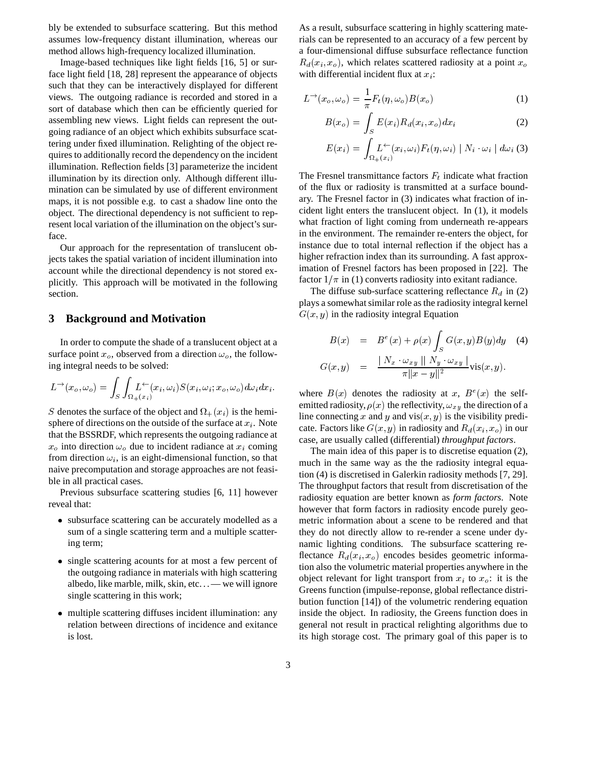bly be extended to subsurface scattering. But this method assumes low-frequency distant illumination, whereas our method allows high-frequency localized illumination.

Image-based techniques like light fields [16, 5] or surface light field [18, 28] represent the appearance of objects such that they can be interactively displayed for different views. The outgoing radiance is recorded and stored in a sort of database which then can be efficiently queried for assembling new views. Light fields can represent the outgoing radiance of an object which exhibits subsurface scattering under fixed illumination. Relighting of the object requires to additionally record the dependency on the incident illumination. Reflection fields [3] parameterize the incident illumination by its direction only. Although different illumination can be simulated by use of different environment maps, it is not possible e.g. to cast a shadow line onto the object. The directional dependency is not sufficient to represent local variation of the illumination on the object's surface.

Our approach for the representation of translucent objects takes the spatial variation of incident illumination into account while the directional dependency is not stored explicitly. This approach will be motivated in the following section.

## 3 Background and Motivation

In order to compute the shade of a translucent object at a surface point $x_o$, observed from a direction $\omega_o$, the following integral needs to be solved:

$$L^{\rightarrow}(x_o, \omega_o) = \int_S \int_{\Omega_+(x_i)} L^{\leftarrow}(x_i, \omega_i) S(x_i, \omega_i; x_o, \omega_o) d\omega_i dx_i.$$

$S$ denotes the surface of the object and $\Omega_+(x_i)$ is the hemisphere of directions on the outside of the surface at $x_i$. Note that the BSSRDF, which represents the outgoing radiance at $x_o$ into direction $\omega_o$ due to incident radiance at $x_i$ coming from direction $\omega_i$, is an eight-dimensional function, so that naive precomputation and storage approaches are not feasible in all practical cases.

Previous subsurface scattering studies [6, 11] however reveal that:

- subsurface scattering can be accurately modelled as a sum of a single scattering term and a multiple scattering term;
- single scattering acounts for at most a few percent of the outgoing radiance in materials with high scattering albedo, like marble, milk, skin, etc... — we will ignore single scattering in this work;
- multiple scattering diffuses incident illumination: any relation between directions of incidence and exitance is lost.

As a result, subsurface scattering in highly scattering materials can be represented to an accuracy of a few percent by a four-dimensional diffuse subsurface reflectance function $R_d(x_i, x_o)$, which relates scattered radiosity at a point $x_o$ with differential incident flux at $x_i$:

$$L^{\rightarrow}(x_o, \omega_o) = \frac{1}{\pi} F_t(\eta, \omega_o) B(x_o) \quad (1)$$

$$B(x_o) = \int_S E(x_i) R_d(x_i, x_o) dx_i \quad (2)$$

$$E(x_i) = \int_{\Omega_+(x_i)} L^{\leftarrow}(x_i, \omega_i) F_t(\eta, \omega_i) \mid N_i \cdot \omega_i \mid d\omega_i \quad (3)$$

The Fresnel transmittance factors $F_t$ indicate what fraction of the flux or radiosity is transmitted at a surface boundary. The Fresnel factor in (3) indicates what fraction of incident light enters the translucent object. In (1), it models what fraction of light coming from underneath re-appears in the environment. The remainder re-enters the object, for instance due to total internal reflection if the object has a higher refraction index than its surrounding. A fast approximation of Fresnel factors has been proposed in [22]. The factor $1/\pi$ in (1) converts radiosity into exitant radiance.

The diffuse sub-surface scattering reflectance $R_d$ in (2) plays a somewhat similar role as the radiosity integral kernel $G(x, y)$ in the radiosity integral Equation

$$B(x) = B^e(x) + \rho(x) \int_S G(x, y) B(y) dy \quad (4)$$

$$G(x, y) = \frac{\mid N_x \cdot \omega_{xy} \mid\mid N_y \cdot \omega_{xy} \mid}{\pi \|x - y\|^2} \text{vis}(x, y).$$

where $B(x)$ denotes the radiosity at $x$, $B^e(x)$ the self-emitted radiosity, $\rho(x)$ the reflectivity, $\omega_{xy}$ the direction of a line connecting $x$ and $y$ and $\text{vis}(x, y)$ is the visibility predicate. Factors like $G(x, y)$ in radiosity and $R_d(x_i, x_o)$ in our case, are usually called (differential) *throughput factors*.

The main idea of this paper is to discretise equation (2), much in the same way as the the radiosity integral equation (4) is discretised in Galerkin radiosity methods [7, 29]. The throughput factors that result from discretisation of the radiosity equation are better known as *form factors*. Note however that form factors in radiosity encode purely geometric information about a scene to be rendered and that they do not directly allow to re-render a scene under dynamic lighting conditions. The subsurface scattering reflectance $R_d(x_i, x_o)$ encodes besides geometric information also the volumetric material properties anywhere in the object relevant for light transport from $x_i$ to $x_o$: it is the Greens function (impulse-reponse, global reflectance distribution function [14]) of the volumetric rendering equation inside the object. In radiosity, the Greens function does in general not result in practical relighting algorithms due to its high storage cost. The primary goal of this paper is to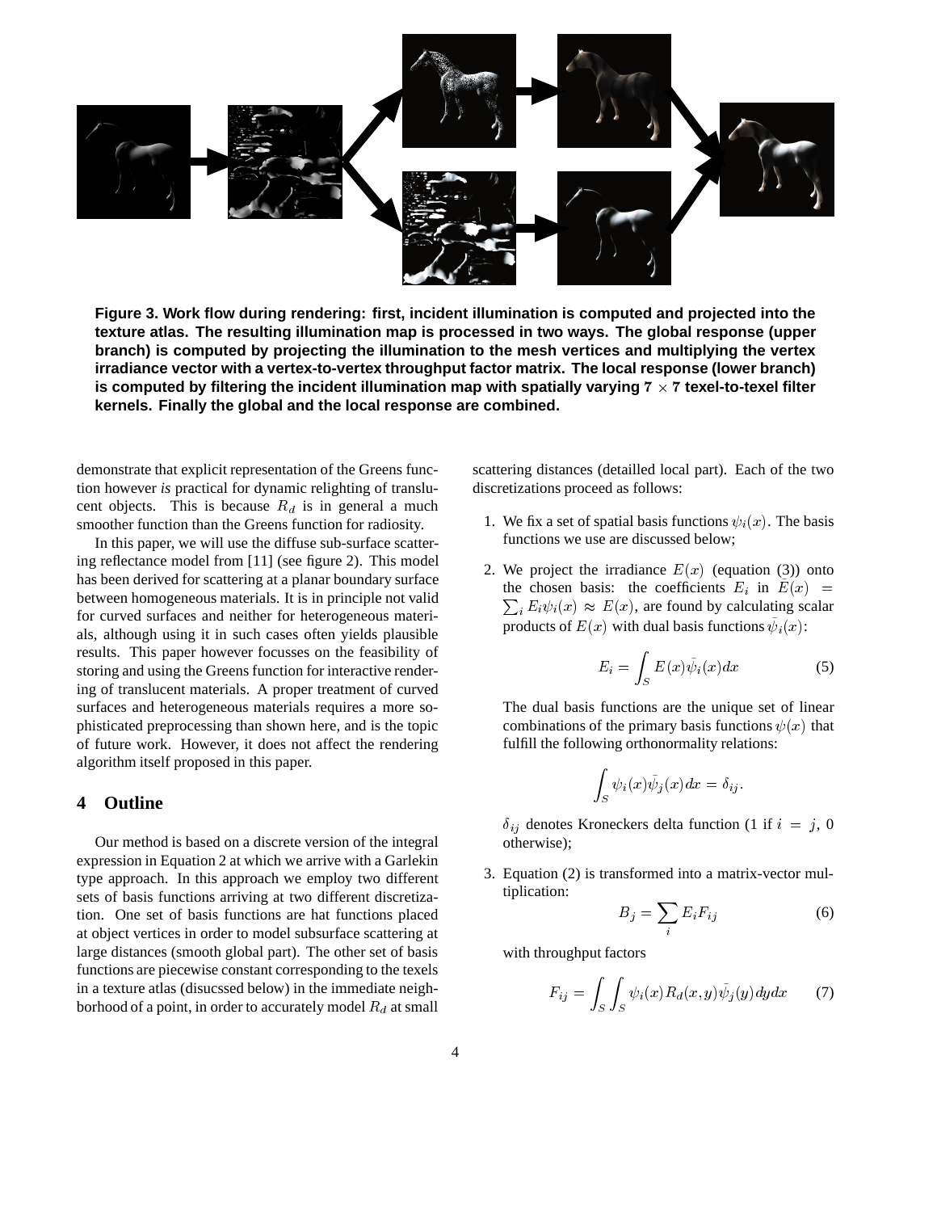**Figure 3. Work flow during rendering: first, incident illumination is computed and projected into the texture atlas. The resulting illumination map is processed in two ways. The global response (upper branch) is computed by projecting the illumination to the mesh vertices and multiplying the vertex irradiance vector with a vertex-to-vertex throughput factor matrix. The local response (lower branch) is computed by filtering the incident illumination map with spatially varying $7 \times 7$ texel-to-texel filter kernels. Finally the global and the local response are combined.**

demonstrate that explicit representation of the Greens function however *is* practical for dynamic relighting of translucent objects. This is because $R_d$ is in general a much smoother function than the Greens function for radiosity.

In this paper, we will use the diffuse sub-surface scattering reflectance model from [11] (see figure 2). This model has been derived for scattering at a planar boundary surface between homogeneous materials. It is in principle not valid for curved surfaces and neither for heterogeneous materials, although using it in such cases often yields plausible results. This paper however focusses on the feasibility of storing and using the Greens function for interactive rendering of translucent materials. A proper treatment of curved surfaces and heterogeneous materials requires a more sophisticated preprocessing than shown here, and is the topic of future work. However, it does not affect the rendering algorithm itself proposed in this paper.

## 4 Outline

Our method is based on a discrete version of the integral expression in Equation 2 at which we arrive with a Garlekin type approach. In this approach we employ two different sets of basis functions arriving at two different discretization. One set of basis functions are hat functions placed at object vertices in order to model subsurface scattering at large distances (smooth global part). The other set of basis functions are piecewise constant corresponding to the texels in a texture atlas (disucssed below) in the immediate neighborhood of a point, in order to accurately model $R_d$ at small scattering distances (detailled local part). Each of the two discretizations proceed as follows:

1. We fix a set of spatial basis functions $\psi_i(x)$. The basis functions we use are discussed below;

2. We project the irradiance $E(x)$ (equation (3)) onto the chosen basis: the coefficients $E_i$ in $E(x) = \sum_i E_i \psi_i(x) \approx E(x)$, are found by calculating scalar products of $E(x)$ with dual basis functions $\tilde{\psi}_i(x)$:

$$E_i = \int_S E(x) \tilde{\psi}_i(x) dx \tag{5}$$

   The dual basis functions are the unique set of linear combinations of the primary basis functions $\psi(x)$ that fulfill the following orthonormality relations:

$$\int_S \psi_i(x) \tilde{\psi}_j(x) dx = \delta_{ij}.$$

   $\delta_{ij}$ denotes Kroneckers delta function (1 if $i = j$, 0 otherwise);

3. Equation (2) is transformed into a matrix-vector multiplication:

$$B_j = \sum_i E_i F_{ij} \tag{6}$$

   with throughput factors

$$F_{ij} = \int_S \int_S \psi_i(x) R_d(x, y) \tilde{\psi}_j(y) dy dx \tag{7}$$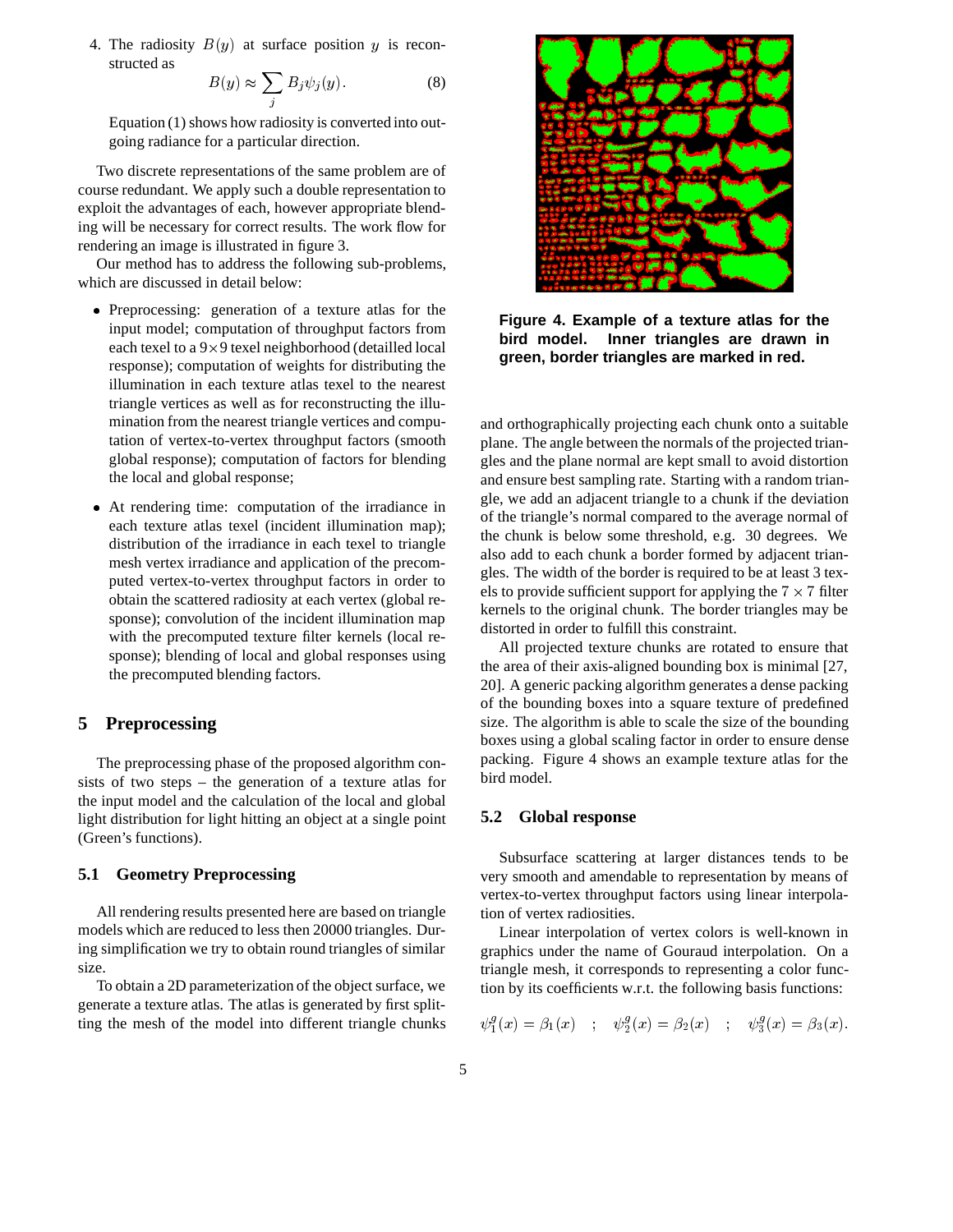4. The radiosity $B(y)$ at surface position $y$ is reconstructed as

$$B(y) \approx \sum_j B_j \psi_j(y). \tag{8}$$

Equation (1) shows how radiosity is converted into outgoing radiance for a particular direction.

Two discrete representations of the same problem are of course redundant. We apply such a double representation to exploit the advantages of each, however appropriate blending will be necessary for correct results. The work flow for rendering an image is illustrated in figure 3.

Our method has to address the following sub-problems, which are discussed in detail below:

- Preprocessing: generation of a texture atlas for the input model; computation of throughput factors from each texel to a 9×9 texel neighborhood (detailled local response); computation of weights for distributing the illumination in each texture atlas texel to the nearest triangle vertices as well as for reconstructing the illumination from the nearest triangle vertices and computation of vertex-to-vertex throughput factors (smooth global response); computation of factors for blending the local and global response;
- At rendering time: computation of the irradiance in each texture atlas texel (incident illumination map); distribution of the irradiance in each texel to triangle mesh vertex irradiance and application of the precomputed vertex-to-vertex throughput factors in order to obtain the scattered radiosity at each vertex (global response); convolution of the incident illumination map with the precomputed texture filter kernels (local response); blending of local and global responses using the precomputed blending factors.

## 5 Preprocessing

The preprocessing phase of the proposed algorithm consists of two steps – the generation of a texture atlas for the input model and the calculation of the local and global light distribution for light hitting an object at a single point (Green's functions).

### 5.1 Geometry Preprocessing

All rendering results presented here are based on triangle models which are reduced to less then 20000 triangles. During simplification we try to obtain round triangles of similar size.

To obtain a 2D parameterization of the object surface, we generate a texture atlas. The atlas is generated by first splitting the mesh of the model into different triangle chunks and orthographically projecting each chunk onto a suitable plane. The angle between the normals of the projected triangles and the plane normal are kept small to avoid distortion and ensure best sampling rate. Starting with a random triangle, we add an adjacent triangle to a chunk if the deviation of the triangle's normal compared to the average normal of the chunk is below some threshold, e.g. 30 degrees. We also add to each chunk a border formed by adjacent triangles. The width of the border is required to be at least 3 texels to provide sufficient support for applying the $7 \times 7$ filter kernels to the original chunk. The border triangles may be distorted in order to fulfill this constraint.

**Figure 4. Example of a texture atlas for the bird model. Inner triangles are drawn in green, border triangles are marked in red.**

All projected texture chunks are rotated to ensure that the area of their axis-aligned bounding box is minimal [27, 20]. A generic packing algorithm generates a dense packing of the bounding boxes into a square texture of predefined size. The algorithm is able to scale the size of the bounding boxes using a global scaling factor in order to ensure dense packing. Figure 4 shows an example texture atlas for the bird model.

### 5.2 Global response

Subsurface scattering at larger distances tends to be very smooth and amendable to representation by means of vertex-to-vertex throughput factors using linear interpolation of vertex radiosities.

Linear interpolation of vertex colors is well-known in graphics under the name of Gouraud interpolation. On a triangle mesh, it corresponds to representing a color function by its coefficients w.r.t. the following basis functions:

$$\psi_1^g(x) = \beta_1(x) \quad ; \quad \psi_2^g(x) = \beta_2(x) \quad ; \quad \psi_3^g(x) = \beta_3(x).$$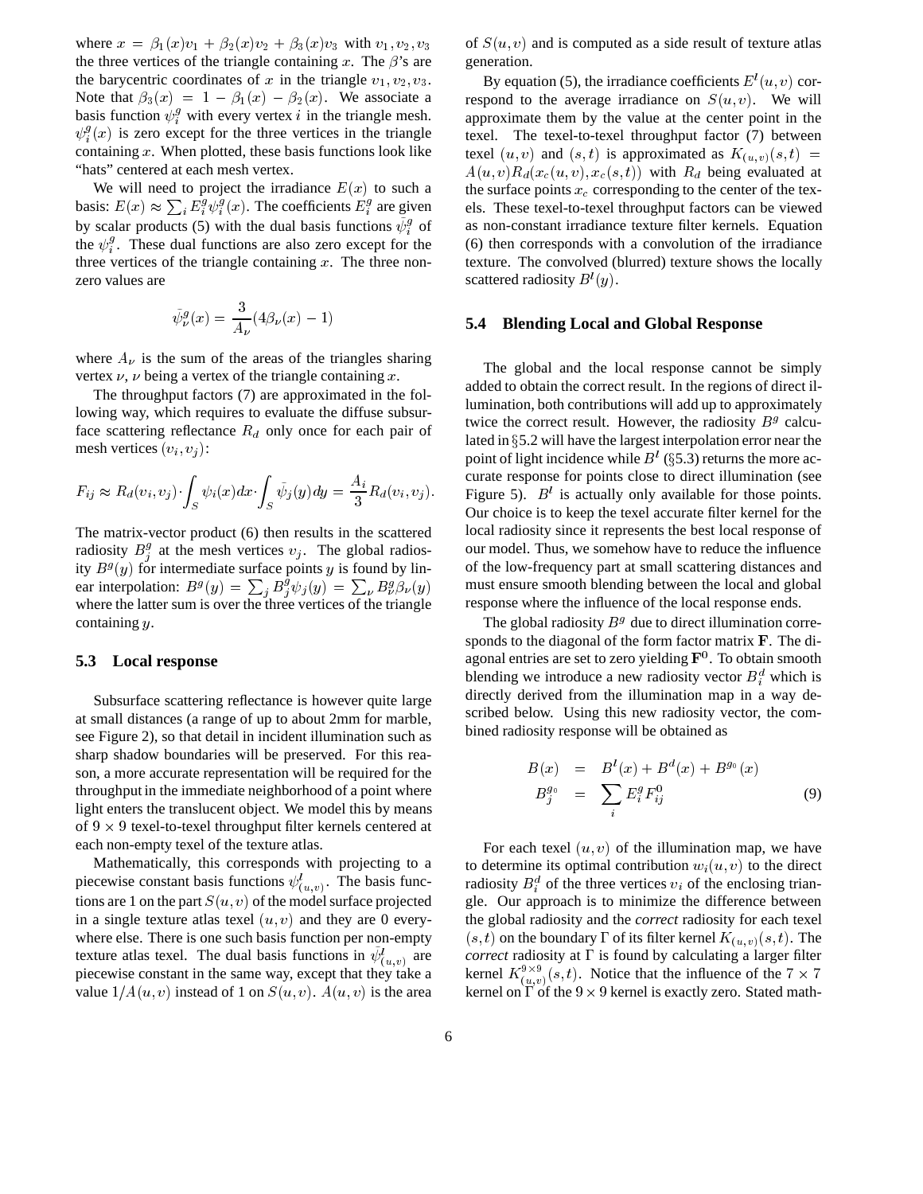where $x = \beta_1(x)v_1 + \beta_2(x)v_2 + \beta_3(x)v_3$ with $v_1, v_2, v_3$ the three vertices of the triangle containing $x$. The $\beta$'s are the barycentric coordinates of $x$ in the triangle $v_1, v_2, v_3$. Note that $\beta_3(x) = 1 - \beta_1(x) - \beta_2(x)$. We associate a basis function $\psi_i^g$ with every vertex $i$ in the triangle mesh. $\psi_i^g(x)$ is zero except for the three vertices in the triangle containing $x$. When plotted, these basis functions look like "hats" centered at each mesh vertex.

We will need to project the irradiance $E(x)$ to such a basis: $E(x) \approx \sum_i E_i^g \psi_i^g(x)$. The coefficients $E_i^g$ are given by scalar products (5) with the dual basis functions $\tilde{\psi}_i^g$ of the $\psi_i^g$. These dual functions are also zero except for the three vertices of the triangle containing $x$. The three non-zero values are

$$\tilde{\psi}_\nu^g(x) = \frac{3}{A_\nu}(4\beta_\nu(x) - 1)$$

where $A_\nu$ is the sum of the areas of the triangles sharing vertex $\nu$, $\nu$ being a vertex of the triangle containing $x$.

The throughput factors (7) are approximated in the following way, which requires to evaluate the diffuse subsurface scattering reflectance $R_d$ only once for each pair of mesh vertices $(v_i, v_j)$:

$$F_{ij} \approx R_d(v_i, v_j) \cdot \int_S \psi_i(x)dx \cdot \int_S \tilde{\psi}_j(y)dy = \frac{A_i}{3} R_d(v_i, v_j).$$

The matrix-vector product (6) then results in the scattered radiosity $B_j^g$ at the mesh vertices $v_j$. The global radiosity $B^g(y)$ for intermediate surface points $y$ is found by linear interpolation: $B^g(y) = \sum_j B_j^g \psi_j(y) = \sum_\nu B_\nu^g \beta_\nu(y)$ where the latter sum is over the three vertices of the triangle containing $y$.

### 5.3 Local response

Subsurface scattering reflectance is however quite large at small distances (a range of up to about 2mm for marble, see Figure 2), so that detail in incident illumination such as sharp shadow boundaries will be preserved. For this reason, a more accurate representation will be required for the throughput in the immediate neighborhood of a point where light enters the translucent object. We model this by means of $9 \times 9$ texel-to-texel throughput filter kernels centered at each non-empty texel of the texture atlas.

Mathematically, this corresponds with projecting to a piecewise constant basis functions $\psi_{(u,v)}^l$. The basis functions are 1 on the part $S(u,v)$ of the model surface projected in a single texture atlas texel $(u,v)$ and they are 0 everywhere else. There is one such basis function per non-empty texture atlas texel. The dual basis functions in $\tilde{\psi}_{(u,v)}^l$ are piecewise constant in the same way, except that they take a value $1/A(u,v)$ instead of 1 on $S(u,v)$. $A(u,v)$ is the area of $S(u,v)$ and is computed as a side result of texture atlas generation.

By equation (5), the irradiance coefficients $E^l(u,v)$ correspond to the average irradiance on $S(u,v)$. We will approximate them by the value at the center point in the texel. The texel-to-texel throughput factor (7) between texel $(u,v)$ and $(s,t)$ is approximated as $K_{(u,v)}(s,t) = A(u,v)R_d(x_c(u,v), x_c(s,t))$ with $R_d$ being evaluated at the surface points $x_c$ corresponding to the center of the texels. These texel-to-texel throughput factors can be viewed as non-constant irradiance texture filter kernels. Equation (6) then corresponds with a convolution of the irradiance texture. The convolved (blurred) texture shows the locally scattered radiosity $B^l(y)$.

### 5.4 Blending Local and Global Response

The global and the local response cannot be simply added to obtain the correct result. In the regions of direct illumination, both contributions will add up to approximately twice the correct result. However, the radiosity $B^g$ calculated in §5.2 will have the largest interpolation error near the point of light incidence while $B^l$ (§5.3) returns the more accurate response for points close to direct illumination (see Figure 5). $B^l$ is actually only available for those points. Our choice is to keep the texel accurate filter kernel for the local radiosity since it represents the best local response of our model. Thus, we somehow have to reduce the influence of the low-frequency part at small scattering distances and must ensure smooth blending between the local and global response where the influence of the local response ends.

The global radiosity $B^g$ due to direct illumination corresponds to the diagonal of the form factor matrix $\mathbf{F}$. The diagonal entries are set to zero yielding $\mathbf{F}^0$. To obtain smooth blending we introduce a new radiosity vector $B_i^d$ which is directly derived from the illumination map in a way described below. Using this new radiosity vector, the combined radiosity response will be obtained as

$$\begin{aligned} B(x) &= B^l(x) + B^d(x) + B^{g_0}(x) \\ B_j^{g_0} &= \sum_i E_i^g F_{ij}^0 \end{aligned} \tag{9}$$

For each texel $(u,v)$ of the illumination map, we have to determine its optimal contribution $w_i(u,v)$ to the direct radiosity $B_i^d$ of the three vertices $v_i$ of the enclosing triangle. Our approach is to minimize the difference between the global radiosity and the *correct* radiosity for each texel $(s,t)$ on the boundary $\Gamma$ of its filter kernel $K_{(u,v)}(s,t)$. The *correct* radiosity at $\Gamma$ is found by calculating a larger filter kernel $K_{(u,v)}^{9\times9}(s,t)$. Notice that the influence of the $7 \times 7$ kernel on $\Gamma$ of the $9 \times 9$ kernel is exactly zero. Stated math-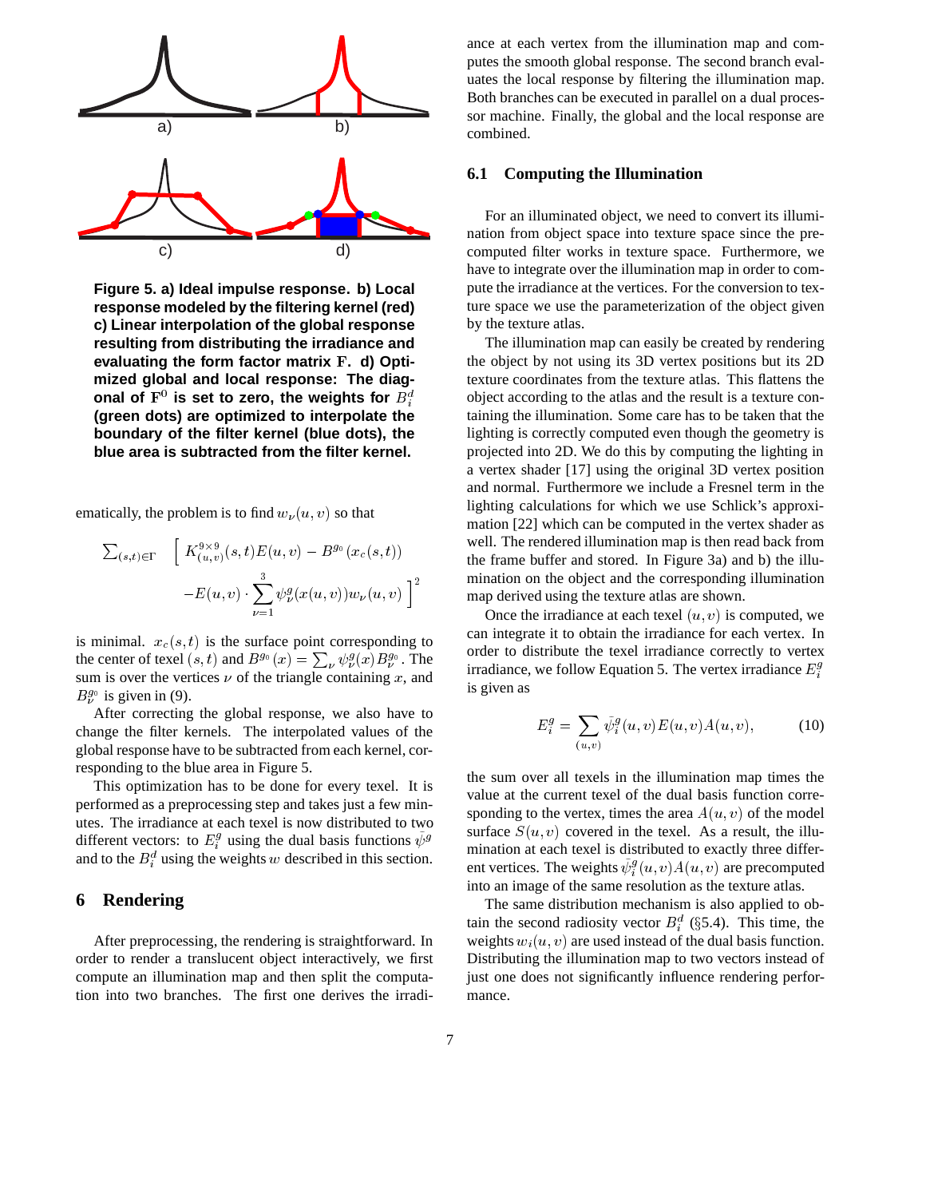Figure 5. a) Ideal impulse response. b) Local response modeled by the filtering kernel (red) c) Linear interpolation of the global response resulting from distributing the irradiance and evaluating the form factor matrix $\mathbf{F}$. d) Optimized global and local response: The diagonal of $\mathbf{F}^0$ is set to zero, the weights for $B_i^d$ (green dots) are optimized to interpolate the boundary of the filter kernel (blue dots), the blue area is subtracted from the filter kernel.

ematically, the problem is to find $w_\nu(u,v)$ so that

$$\sum_{(s,t)\in\Gamma} \Bigg[ K^{9\times 9}_{(u,v)}(s,t)E(u,v) - B^{g_0}(x_c(s,t)) - E(u,v)\cdot\sum_{\nu=1}^{3}\psi_\nu^g(x(u,v))w_\nu(u,v) \Bigg]^2$$

is minimal. $x_c(s,t)$ is the surface point corresponding to the center of texel $(s,t)$ and $B^{g_0}(x) = \sum_\nu \psi_\nu^g(x)B_\nu^{g_0}$. The sum is over the vertices $\nu$ of the triangle containing $x$, and $B_\nu^{g_0}$ is given in (9).

After correcting the global response, we also have to change the filter kernels. The interpolated values of the global response have to be subtracted from each kernel, corresponding to the blue area in Figure 5.

This optimization has to be done for every texel. It is performed as a preprocessing step and takes just a few minutes. The irradiance at each texel is now distributed to two different vectors: to $E_i^g$ using the dual basis functions $\tilde\psi^g$ and to the $B_i^d$ using the weights $w$ described in this section.

## 6 Rendering

After preprocessing, the rendering is straightforward. In order to render a translucent object interactively, we first compute an illumination map and then split the computation into two branches. The first one derives the irradiance at each vertex from the illumination map and computes the smooth global response. The second branch evaluates the local response by filtering the illumination map. Both branches can be executed in parallel on a dual processor machine. Finally, the global and the local response are combined.

### 6.1 Computing the Illumination

For an illuminated object, we need to convert its illumination from object space into texture space since the precomputed filter works in texture space. Furthermore, we have to integrate over the illumination map in order to compute the irradiance at the vertices. For the conversion to texture space we use the parameterization of the object given by the texture atlas.

The illumination map can easily be created by rendering the object by not using its 3D vertex positions but its 2D texture coordinates from the texture atlas. This flattens the object according to the atlas and the result is a texture containing the illumination. Some care has to be taken that the lighting is correctly computed even though the geometry is projected into 2D. We do this by computing the lighting in a vertex shader [17] using the original 3D vertex position and normal. Furthermore we include a Fresnel term in the lighting calculations for which we use Schlick's approximation [22] which can be computed in the vertex shader as well. The rendered illumination map is then read back from the frame buffer and stored. In Figure 3a) and b) the illumination on the object and the corresponding illumination map derived using the texture atlas are shown.

Once the irradiance at each texel $(u,v)$ is computed, we can integrate it to obtain the irradiance for each vertex. In order to distribute the texel irradiance correctly to vertex irradiance, we follow Equation 5. The vertex irradiance $E_i^g$ is given as

$$E_i^g = \sum_{(u,v)} \tilde\psi_i^g(u,v)E(u,v)A(u,v), \qquad (10)$$

the sum over all texels in the illumination map times the value at the current texel of the dual basis function corresponding to the vertex, times the area $A(u,v)$ of the model surface $S(u,v)$ covered in the texel. As a result, the illumination at each texel is distributed to exactly three different vertices. The weights $\tilde\psi_i^g(u,v)A(u,v)$ are precomputed into an image of the same resolution as the texture atlas.

The same distribution mechanism is also applied to obtain the second radiosity vector $B_i^d$ (§5.4). This time, the weights $w_i(u,v)$ are used instead of the dual basis function. Distributing the illumination map to two vectors instead of just one does not significantly influence rendering performance.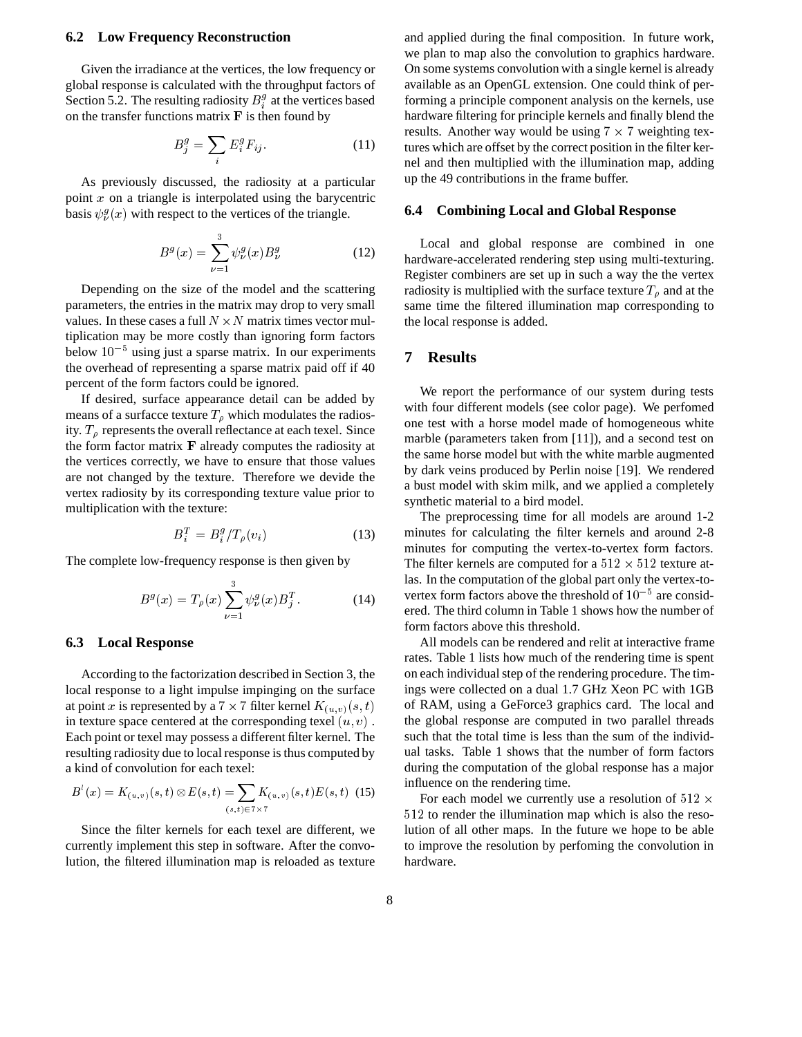### 6.2 Low Frequency Reconstruction

Given the irradiance at the vertices, the low frequency or global response is calculated with the throughput factors of Section 5.2. The resulting radiosity $B_i^g$ at the vertices based on the transfer functions matrix **F** is then found by

$$B_j^g = \sum_i E_i^g F_{ij}. \tag{11}$$

As previously discussed, the radiosity at a particular point $x$ on a triangle is interpolated using the barycentric basis $\psi_\nu^g(x)$ with respect to the vertices of the triangle.

$$B^g(x) = \sum_{\nu=1}^{3} \psi_\nu^g(x) B_\nu^g \tag{12}$$

Depending on the size of the model and the scattering parameters, the entries in the matrix may drop to very small values. In these cases a full $N \times N$ matrix times vector multiplication may be more costly than ignoring form factors below $10^{-5}$ using just a sparse matrix. In our experiments the overhead of representing a sparse matrix paid off if 40 percent of the form factors could be ignored.

If desired, surface appearance detail can be added by means of a surfacce texture $T_\rho$ which modulates the radiosity. $T_\rho$ represents the overall reflectance at each texel. Since the form factor matrix **F** already computes the radiosity at the vertices correctly, we have to ensure that those values are not changed by the texture. Therefore we devide the vertex radiosity by its corresponding texture value prior to multiplication with the texture:

$$B_i^T = B_i^g / T_\rho(v_i) \tag{13}$$

The complete low-frequency response is then given by

$$B^g(x) = T_\rho(x) \sum_{\nu=1}^{3} \psi_\nu^g(x) B_j^T. \tag{14}$$

### 6.3 Local Response

According to the factorization described in Section 3, the local response to a light impulse impinging on the surface at point $x$ is represented by a $7 \times 7$ filter kernel $K_{(u,v)}(s,t)$ in texture space centered at the corresponding texel $(u,v)$. Each point or texel may possess a different filter kernel. The resulting radiosity due to local response is thus computed by a kind of convolution for each texel:

$$B^l(x) = K_{(u,v)}(s,t) \otimes E(s,t) = \sum_{(s,t) \in 7 \times 7} K_{(u,v)}(s,t) E(s,t) \tag{15}$$

Since the filter kernels for each texel are different, we currently implement this step in software. After the convolution, the filtered illumination map is reloaded as texture and applied during the final composition. In future work, we plan to map also the convolution to graphics hardware. On some systems convolution with a single kernel is already available as an OpenGL extension. One could think of performing a principle component analysis on the kernels, use hardware filtering for principle kernels and finally blend the results. Another way would be using $7 \times 7$ weighting textures which are offset by the correct position in the filter kernel and then multiplied with the illumination map, adding up the 49 contributions in the frame buffer.

### 6.4 Combining Local and Global Response

Local and global response are combined in one hardware-accelerated rendering step using multi-texturing. Register combiners are set up in such a way the the vertex radiosity is multiplied with the surface texture $T_\rho$ and at the same time the filtered illumination map corresponding to the local response is added.

## 7 Results

We report the performance of our system during tests with four different models (see color page). We perfomed one test with a horse model made of homogeneous white marble (parameters taken from [11]), and a second test on the same horse model but with the white marble augmented by dark veins produced by Perlin noise [19]. We rendered a bust model with skim milk, and we applied a completely synthetic material to a bird model.

The preprocessing time for all models are around 1-2 minutes for calculating the filter kernels and around 2-8 minutes for computing the vertex-to-vertex form factors. The filter kernels are computed for a $512 \times 512$ texture atlas. In the computation of the global part only the vertex-to-vertex form factors above the threshold of $10^{-5}$ are considered. The third column in Table 1 shows how the number of form factors above this threshold.

All models can be rendered and relit at interactive frame rates. Table 1 lists how much of the rendering time is spent on each individual step of the rendering procedure. The timings were collected on a dual 1.7 GHz Xeon PC with 1GB of RAM, using a GeForce3 graphics card. The local and the global response are computed in two parallel threads such that the total time is less than the sum of the individual tasks. Table 1 shows that the number of form factors during the computation of the global response has a major influence on the rendering time.

For each model we currently use a resolution of $512 \times 512$ to render the illumination map which is also the resolution of all other maps. In the future we hope to be able to improve the resolution by perfoming the convolution in hardware.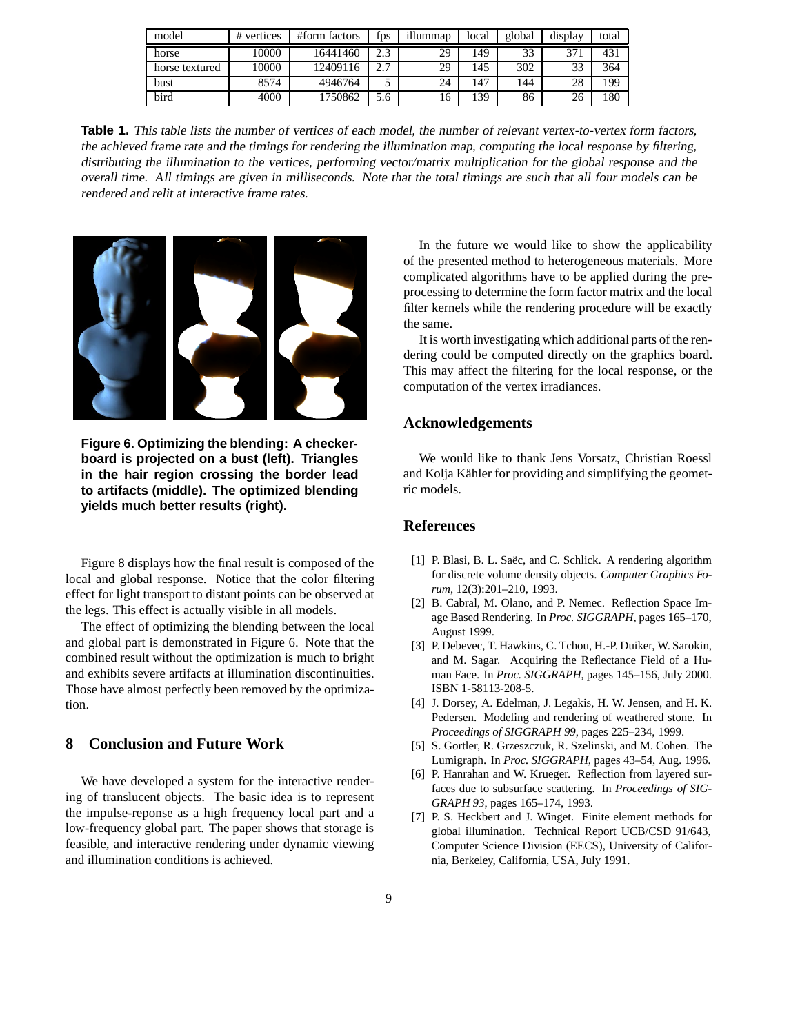| model | # vertices | #form factors | fps | illummap | local | global | display | total |
|---|---|---|---|---|---|---|---|---|
| horse | 10000 | 16441460 | 2.3 | 29 | 149 | 33 | 371 | 431 |
| horse textured | 10000 | 12409116 | 2.7 | 29 | 145 | 302 | 33 | 364 |
| bust | 8574 | 4946764 | 5 | 24 | 147 | 144 | 28 | 199 |
| bird | 4000 | 1750862 | 5.6 | 16 | 139 | 86 | 26 | 180 |

**Table 1.** *This table lists the number of vertices of each model, the number of relevant vertex-to-vertex form factors, the achieved frame rate and the timings for rendering the illumination map, computing the local response by filtering, distributing the illumination to the vertices, performing vector/matrix multiplication for the global response and the overall time. All timings are given in milliseconds. Note that the total timings are such that all four models can be rendered and relit at interactive frame rates.*

**Figure 6. Optimizing the blending: A checkerboard is projected on a bust (left). Triangles in the hair region crossing the border lead to artifacts (middle). The optimized blending yields much better results (right).**

Figure 8 displays how the final result is composed of the local and global response. Notice that the color filtering effect for light transport to distant points can be observed at the legs. This effect is actually visible in all models.

The effect of optimizing the blending between the local and global part is demonstrated in Figure 6. Note that the combined result without the optimization is much to bright and exhibits severe artifacts at illumination discontinuities. Those have almost perfectly been removed by the optimization.

## 8 Conclusion and Future Work

We have developed a system for the interactive rendering of translucent objects. The basic idea is to represent the impulse-reponse as a high frequency local part and a low-frequency global part. The paper shows that storage is feasible, and interactive rendering under dynamic viewing and illumination conditions is achieved.

In the future we would like to show the applicability of the presented method to heterogeneous materials. More complicated algorithms have to be applied during the preprocessing to determine the form factor matrix and the local filter kernels while the rendering procedure will be exactly the same.

It is worth investigating which additional parts of the rendering could be computed directly on the graphics board. This may affect the filtering for the local response, or the computation of the vertex irradiances.

## Acknowledgements

We would like to thank Jens Vorsatz, Christian Roessl and Kolja Kähler for providing and simplifying the geometric models.

## References

[1] P. Blasi, B. L. Saëc, and C. Schlick. A rendering algorithm for discrete volume density objects. *Computer Graphics Forum*, 12(3):201–210, 1993.

[2] B. Cabral, M. Olano, and P. Nemec. Reflection Space Image Based Rendering. In *Proc. SIGGRAPH*, pages 165–170, August 1999.

[3] P. Debevec, T. Hawkins, C. Tchou, H.-P. Duiker, W. Sarokin, and M. Sagar. Acquiring the Reflectance Field of a Human Face. In *Proc. SIGGRAPH*, pages 145–156, July 2000. ISBN 1-58113-208-5.

[4] J. Dorsey, A. Edelman, J. Legakis, H. W. Jensen, and H. K. Pedersen. Modeling and rendering of weathered stone. In *Proceedings of SIGGRAPH 99*, pages 225–234, 1999.

[5] S. Gortler, R. Grzeszczuk, R. Szelinski, and M. Cohen. The Lumigraph. In *Proc. SIGGRAPH*, pages 43–54, Aug. 1996.

[6] P. Hanrahan and W. Krueger. Reflection from layered surfaces due to subsurface scattering. In *Proceedings of SIGGRAPH 93*, pages 165–174, 1993.

[7] P. S. Heckbert and J. Winget. Finite element methods for global illumination. Technical Report UCB/CSD 91/643, Computer Science Division (EECS), University of California, Berkeley, California, USA, July 1991.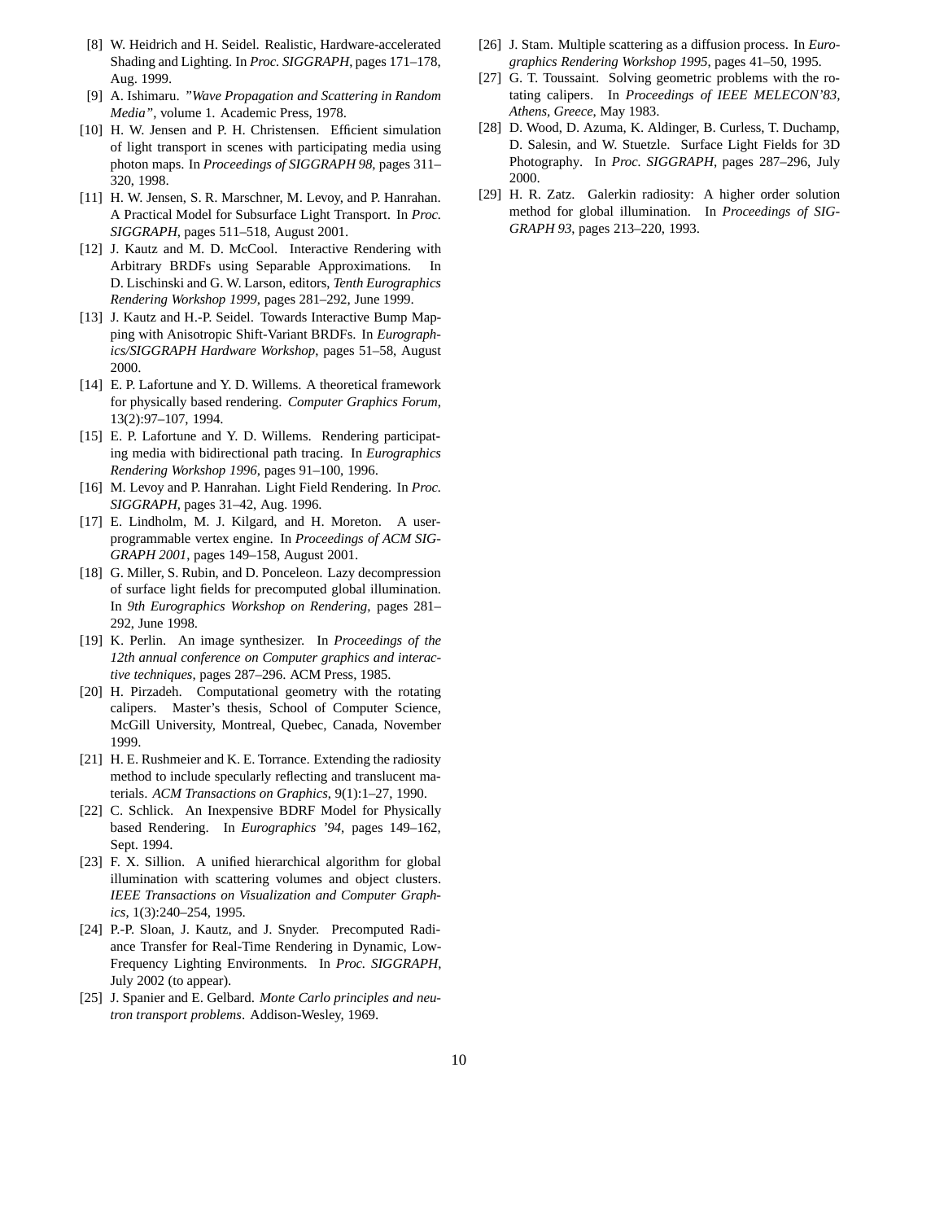[8] W. Heidrich and H. Seidel. Realistic, Hardware-accelerated Shading and Lighting. In *Proc. SIGGRAPH*, pages 171–178, Aug. 1999.

[9] A. Ishimaru. *"Wave Propagation and Scattering in Random Media"*, volume 1. Academic Press, 1978.

[10] H. W. Jensen and P. H. Christensen. Efficient simulation of light transport in scenes with participating media using photon maps. In *Proceedings of SIGGRAPH 98*, pages 311–320, 1998.

[11] H. W. Jensen, S. R. Marschner, M. Levoy, and P. Hanrahan. A Practical Model for Subsurface Light Transport. In *Proc. SIGGRAPH*, pages 511–518, August 2001.

[12] J. Kautz and M. D. McCool. Interactive Rendering with Arbitrary BRDFs using Separable Approximations. In D. Lischinski and G. W. Larson, editors, *Tenth Eurographics Rendering Workshop 1999*, pages 281–292, June 1999.

[13] J. Kautz and H.-P. Seidel. Towards Interactive Bump Mapping with Anisotropic Shift-Variant BRDFs. In *Eurographics/SIGGRAPH Hardware Workshop*, pages 51–58, August 2000.

[14] E. P. Lafortune and Y. D. Willems. A theoretical framework for physically based rendering. *Computer Graphics Forum*, 13(2):97–107, 1994.

[15] E. P. Lafortune and Y. D. Willems. Rendering participating media with bidirectional path tracing. In *Eurographics Rendering Workshop 1996*, pages 91–100, 1996.

[16] M. Levoy and P. Hanrahan. Light Field Rendering. In *Proc. SIGGRAPH*, pages 31–42, Aug. 1996.

[17] E. Lindholm, M. J. Kilgard, and H. Moreton. A user-programmable vertex engine. In *Proceedings of ACM SIGGRAPH 2001*, pages 149–158, August 2001.

[18] G. Miller, S. Rubin, and D. Ponceleon. Lazy decompression of surface light fields for precomputed global illumination. In *9th Eurographics Workshop on Rendering*, pages 281–292, June 1998.

[19] K. Perlin. An image synthesizer. In *Proceedings of the 12th annual conference on Computer graphics and interactive techniques*, pages 287–296. ACM Press, 1985.

[20] H. Pirzadeh. Computational geometry with the rotating calipers. Master's thesis, School of Computer Science, McGill University, Montreal, Quebec, Canada, November 1999.

[21] H. E. Rushmeier and K. E. Torrance. Extending the radiosity method to include specularly reflecting and translucent materials. *ACM Transactions on Graphics*, 9(1):1–27, 1990.

[22] C. Schlick. An Inexpensive BDRF Model for Physically based Rendering. In *Eurographics '94*, pages 149–162, Sept. 1994.

[23] F. X. Sillion. A unified hierarchical algorithm for global illumination with scattering volumes and object clusters. *IEEE Transactions on Visualization and Computer Graphics*, 1(3):240–254, 1995.

[24] P.-P. Sloan, J. Kautz, and J. Snyder. Precomputed Radiance Transfer for Real-Time Rendering in Dynamic, Low-Frequency Lighting Environments. In *Proc. SIGGRAPH*, July 2002 (to appear).

[25] J. Spanier and E. Gelbard. *Monte Carlo principles and neutron transport problems*. Addison-Wesley, 1969.

[26] J. Stam. Multiple scattering as a diffusion process. In *Eurographics Rendering Workshop 1995*, pages 41–50, 1995.

[27] G. T. Toussaint. Solving geometric problems with the rotating calipers. In *Proceedings of IEEE MELECON'83, Athens, Greece*, May 1983.

[28] D. Wood, D. Azuma, K. Aldinger, B. Curless, T. Duchamp, D. Salesin, and W. Stuetzle. Surface Light Fields for 3D Photography. In *Proc. SIGGRAPH*, pages 287–296, July 2000.

[29] H. R. Zatz. Galerkin radiosity: A higher order solution method for global illumination. In *Proceedings of SIGGRAPH 93*, pages 213–220, 1993.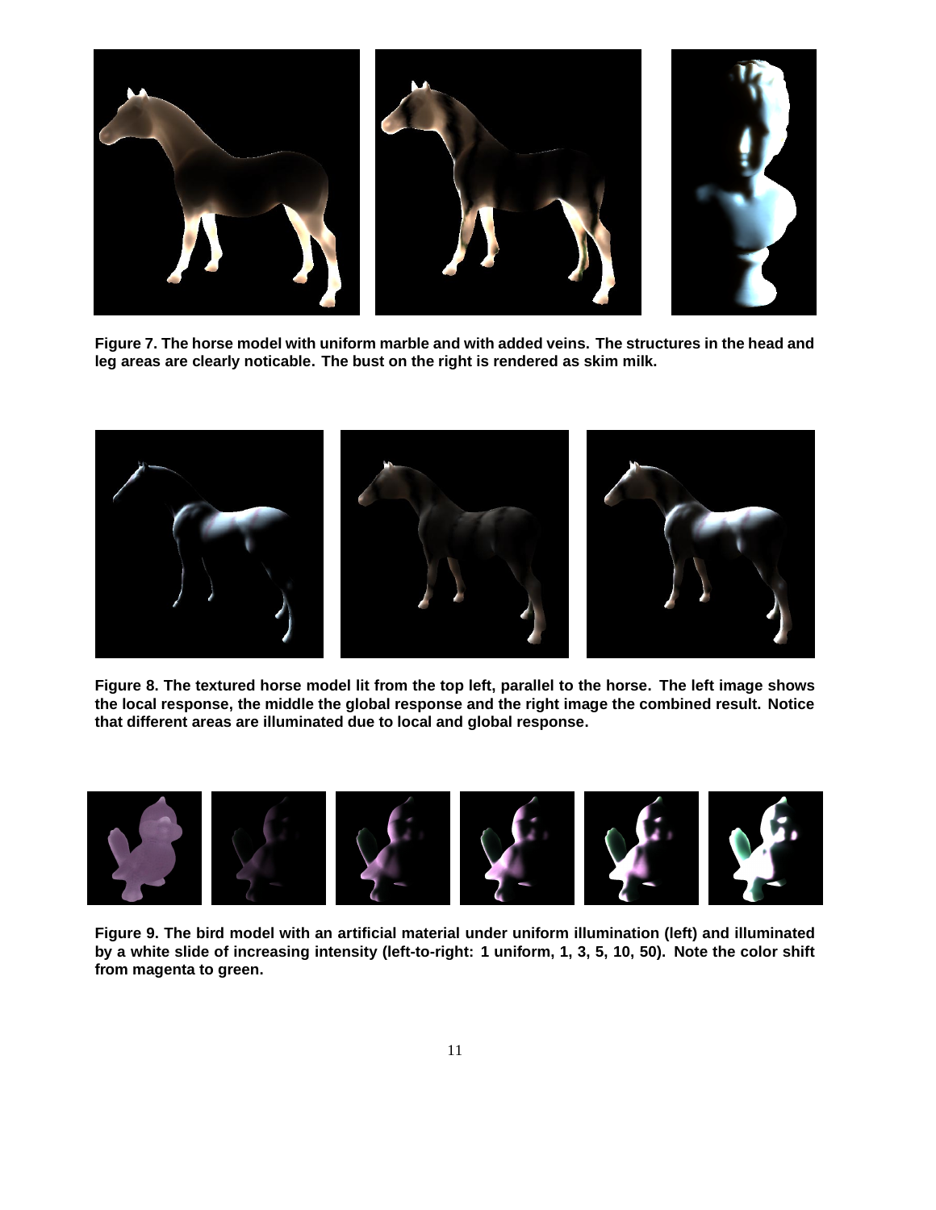**Figure 7. The horse model with uniform marble and with added veins. The structures in the head and leg areas are clearly noticable. The bust on the right is rendered as skim milk.**

**Figure 8. The textured horse model lit from the top left, parallel to the horse. The left image shows the local response, the middle the global response and the right image the combined result. Notice that different areas are illuminated due to local and global response.**

**Figure 9. The bird model with an artificial material under uniform illumination (left) and illuminated by a white slide of increasing intensity (left-to-right: 1 uniform, 1, 3, 5, 10, 50). Note the color shift from magenta to green.**